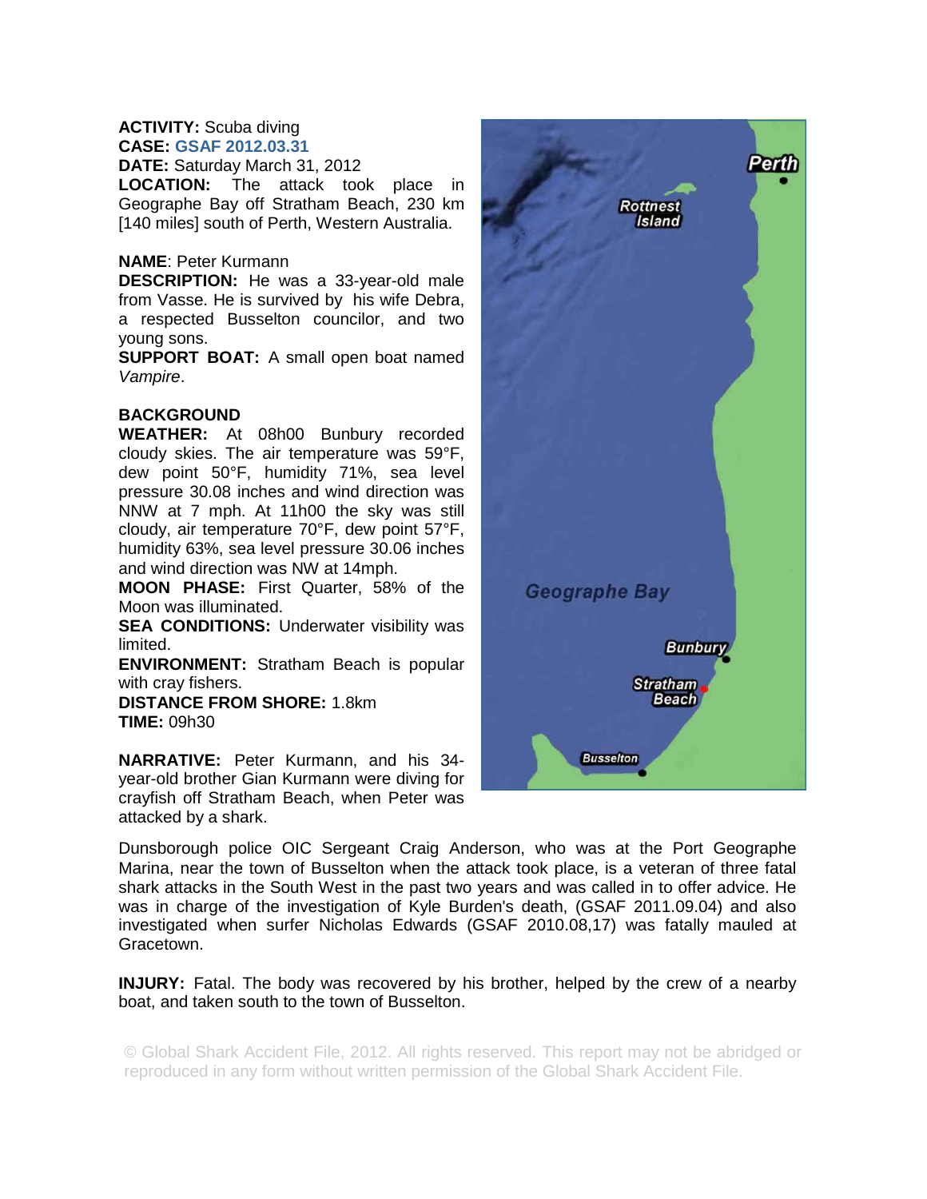**ACTIVITY:** Scuba diving
**CASE:** GSAF 2012.03.31
**DATE:** Saturday March 31, 2012
**LOCATION:** The attack took place in Geographe Bay off Stratham Beach, 230 km [140 miles] south of Perth, Western Australia.

**NAME**: Peter Kurmann
**DESCRIPTION:** He was a 33-year-old male from Vasse. He is survived by his wife Debra, a respected Busselton councilor, and two young sons.
**SUPPORT BOAT:** A small open boat named *Vampire*.

**BACKGROUND**
**WEATHER:** At 08h00 Bunbury recorded cloudy skies. The air temperature was 59°F, dew point 50°F, humidity 71%, sea level pressure 30.08 inches and wind direction was NNW at 7 mph. At 11h00 the sky was still cloudy, air temperature 70°F, dew point 57°F, humidity 63%, sea level pressure 30.06 inches and wind direction was NW at 14mph.
**MOON PHASE:** First Quarter, 58% of the Moon was illuminated.
**SEA CONDITIONS:** Underwater visibility was limited.
**ENVIRONMENT:** Stratham Beach is popular with cray fishers.
**DISTANCE FROM SHORE:** 1.8km
**TIME:** 09h30

**NARRATIVE:** Peter Kurmann, and his 34-year-old brother Gian Kurmann were diving for crayfish off Stratham Beach, when Peter was attacked by a shark.

Dunsborough police OIC Sergeant Craig Anderson, who was at the Port Geographe Marina, near the town of Busselton when the attack took place, is a veteran of three fatal shark attacks in the South West in the past two years and was called in to offer advice. He was in charge of the investigation of Kyle Burden's death, (GSAF 2011.09.04) and also investigated when surfer Nicholas Edwards (GSAF 2010.08,17) was fatally mauled at Gracetown.

**INJURY:** Fatal. The body was recovered by his brother, helped by the crew of a nearby boat, and taken south to the town of Busselton.

© Global Shark Accident File, 2012. All rights reserved. This report may not be abridged or reproduced in any form without written permission of the Global Shark Accident File.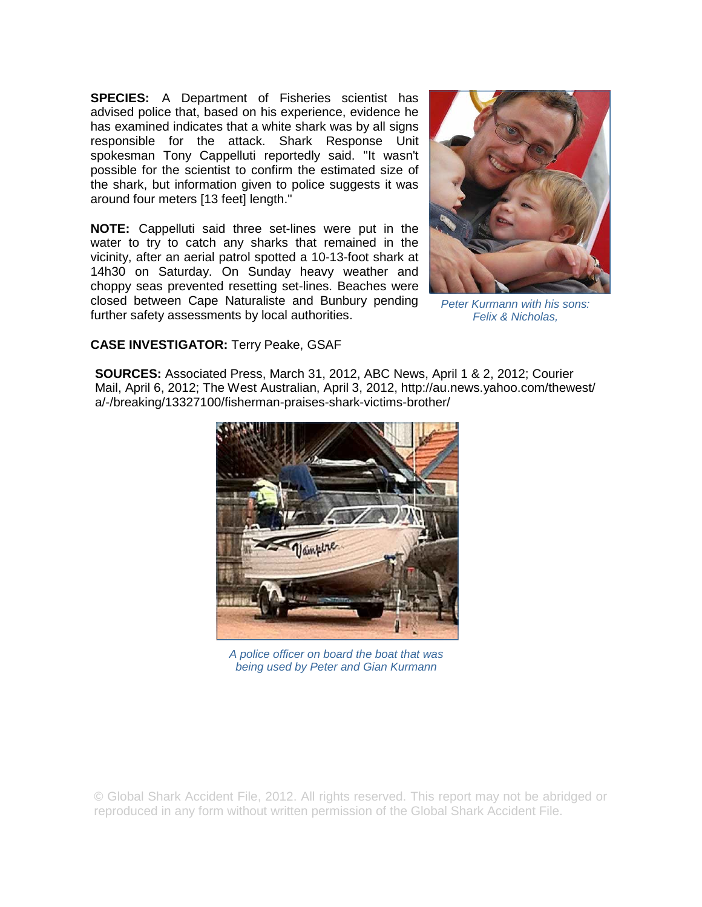**SPECIES:** A Department of Fisheries scientist has advised police that, based on his experience, evidence he has examined indicates that a white shark was by all signs responsible for the attack. Shark Response Unit spokesman Tony Cappelluti reportedly said. "It wasn't possible for the scientist to confirm the estimated size of the shark, but information given to police suggests it was around four meters [13 feet] length."

**NOTE:** Cappelluti said three set-lines were put in the water to try to catch any sharks that remained in the vicinity, after an aerial patrol spotted a 10-13-foot shark at 14h30 on Saturday. On Sunday heavy weather and choppy seas prevented resetting set-lines. Beaches were closed between Cape Naturaliste and Bunbury pending further safety assessments by local authorities.

*Peter Kurmann with his sons: Felix & Nicholas,*

**CASE INVESTIGATOR:** Terry Peake, GSAF

**SOURCES:** Associated Press, March 31, 2012, ABC News, April 1 & 2, 2012; Courier Mail, April 6, 2012; The West Australian, April 3, 2012, http://au.news.yahoo.com/thewest/a/-/breaking/13327100/fisherman-praises-shark-victims-brother/

*A police officer on board the boat that was being used by Peter and Gian Kurmann*

© Global Shark Accident File, 2012. All rights reserved. This report may not be abridged or reproduced in any form without written permission of the Global Shark Accident File.